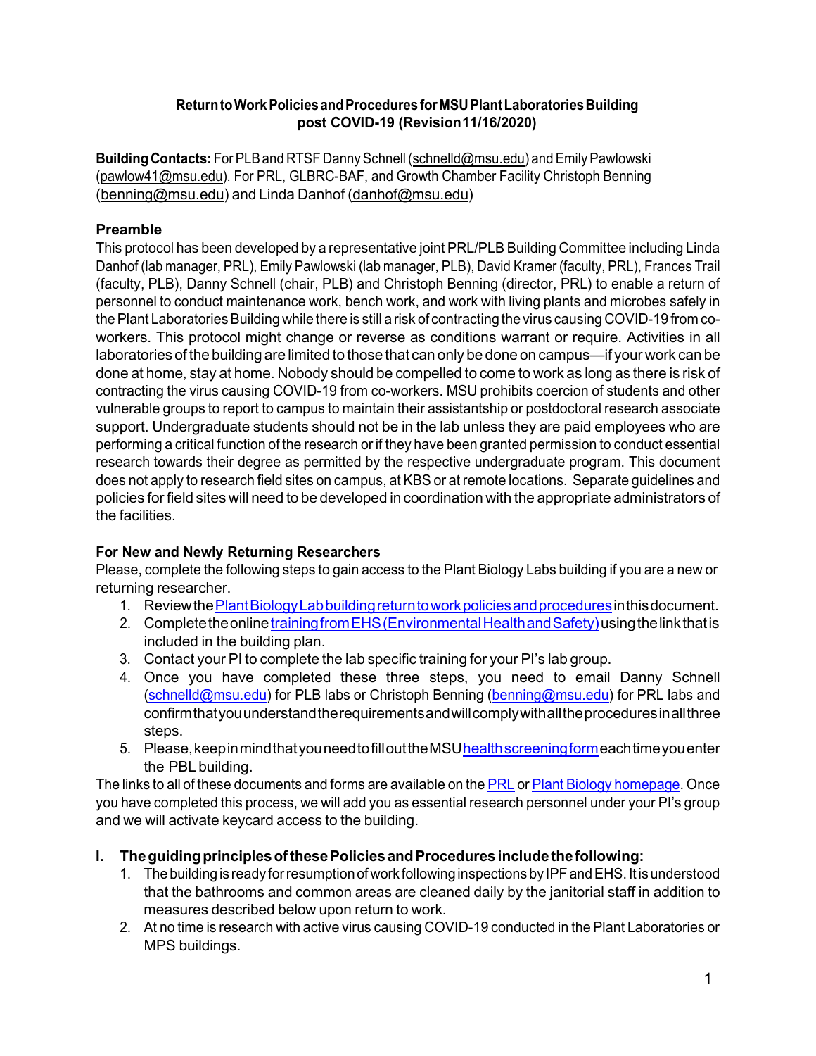**Return to Work Policies and Procedures for MSU Plant Laboratories Building post COVID-19 (Revision11/16/2020)**

**Building Contacts:** For PLB and RTSF Danny Schnell (schnelld@msu.edu) and Emily Pawlowski (pawlow41@msu.edu). For PRL, GLBRC-BAF, and Growth Chamber Facility Christoph Benning (benning@msu.edu) and Linda Danhof (danhof@msu.edu)

### Preamble

This protocol has been developed by a representative joint PRL/PLB Building Committee including Linda Danhof (lab manager, PRL), Emily Pawlowski (lab manager, PLB), David Kramer (faculty, PRL), Frances Trail (faculty, PLB), Danny Schnell (chair, PLB) and Christoph Benning (director, PRL) to enable a return of personnel to conduct maintenance work, bench work, and work with living plants and microbes safely in the Plant Laboratories Building while there is still a risk of contracting the virus causing COVID-19 from co-workers. This protocol might change or reverse as conditions warrant or require. Activities in all laboratories of the building are limited to those that can only be done on campus—if your work can be done at home, stay at home. Nobody should be compelled to come to work as long as there is risk of contracting the virus causing COVID-19 from co-workers. MSU prohibits coercion of students and other vulnerable groups to report to campus to maintain their assistantship or postdoctoral research associate support. Undergraduate students should not be in the lab unless they are paid employees who are performing a critical function of the research or if they have been granted permission to conduct essential research towards their degree as permitted by the respective undergraduate program. This document does not apply to research field sites on campus, at KBS or at remote locations. Separate guidelines and policies for field sites will need to be developed in coordination with the appropriate administrators of the facilities.

### For New and Newly Returning Researchers

Please, complete the following steps to gain access to the Plant Biology Labs building if you are a new or returning researcher.

1. Review the Plant Biology Lab building return to work policies and procedures in this document.
2. Complete the online training from EHS (Environmental Health and Safety) using the link that is included in the building plan.
3. Contact your PI to complete the lab specific training for your PI's lab group.
4. Once you have completed these three steps, you need to email Danny Schnell (schnelld@msu.edu) for PLB labs or Christoph Benning (benning@msu.edu) for PRL labs and confirm that you understand the requirements and will comply with all the procedures in all three steps.
5. Please, keep in mind that you need to fill out the MSU health screening form each time you enter the PBL building.

The links to all of these documents and forms are available on the PRL or Plant Biology homepage. Once you have completed this process, we will add you as essential research personnel under your PI's group and we will activate keycard access to the building.

## I. The guiding principles of these Policies and Procedures include the following:

1. The building is ready for resumption of work following inspections by IPF and EHS. It is understood that the bathrooms and common areas are cleaned daily by the janitorial staff in addition to measures described below upon return to work.
2. At no time is research with active virus causing COVID-19 conducted in the Plant Laboratories or MPS buildings.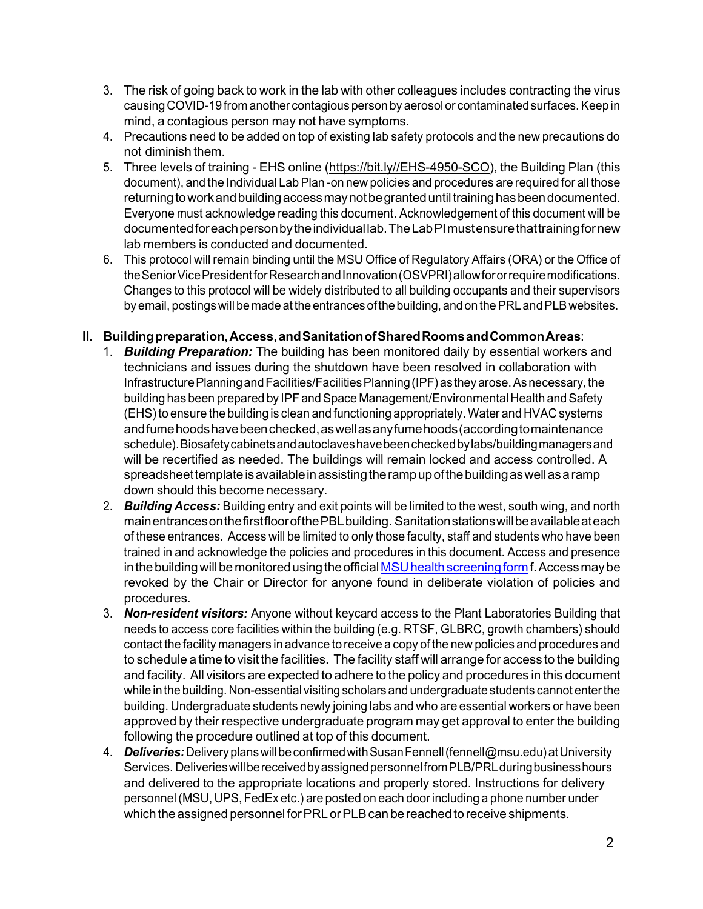3. The risk of going back to work in the lab with other colleagues includes contracting the virus causing COVID-19 from another contagious person by aerosol or contaminated surfaces. Keep in mind, a contagious person may not have symptoms.
4. Precautions need to be added on top of existing lab safety protocols and the new precautions do not diminish them.
5. Three levels of training - EHS online (https://bit.ly//EHS-4950-SCO), the Building Plan (this document), and the Individual Lab Plan -on new policies and procedures are required for all those returning to work and building access may not be granted until training has been documented. Everyone must acknowledge reading this document. Acknowledgement of this document will be documented for each person by the individual lab. The Lab PI must ensure that training for new lab members is conducted and documented.
6. This protocol will remain binding until the MSU Office of Regulatory Affairs (ORA) or the Office of the Senior Vice President for Research and Innovation (OSVPRI) allow for or require modifications. Changes to this protocol will be widely distributed to all building occupants and their supervisors by email, postings will be made at the entrances of the building, and on the PRL and PLB websites.

## II. Building preparation, Access, and Sanitation of Shared Rooms and Common Areas:

1. ***Building Preparation:*** The building has been monitored daily by essential workers and technicians and issues during the shutdown have been resolved in collaboration with Infrastructure Planning and Facilities/Facilities Planning (IPF) as they arose. As necessary, the building has been prepared by IPF and Space Management/Environmental Health and Safety (EHS) to ensure the building is clean and functioning appropriately. Water and HVAC systems and fume hoods have been checked, as well as any fume hoods (according to maintenance schedule). Biosafety cabinets and autoclaves have been checked by labs/building managers and will be recertified as needed. The buildings will remain locked and access controlled. A spreadsheet template is available in assisting the ramp up of the building as well as a ramp down should this become necessary.
2. ***Building Access:*** Building entry and exit points will be limited to the west, south wing, and north main entrances on the first floor of the PBL building. Sanitation stations will be available at each of these entrances. Access will be limited to only those faculty, staff and students who have been trained in and acknowledge the policies and procedures in this document. Access and presence in the building will be monitored using the official MSU health screening formf. Access may be revoked by the Chair or Director for anyone found in deliberate violation of policies and procedures.
3. ***Non-resident visitors:*** Anyone without keycard access to the Plant Laboratories Building that needs to access core facilities within the building (e.g. RTSF, GLBRC, growth chambers) should contact the facility managers in advance to receive a copy of the new policies and procedures and to schedule a time to visit the facilities. The facility staff will arrange for access to the building and facility. All visitors are expected to adhere to the policy and procedures in this document while in the building. Non-essential visiting scholars and undergraduate students cannot enter the building. Undergraduate students newly joining labs and who are essential workers or have been approved by their respective undergraduate program may get approval to enter the building following the procedure outlined at top of this document.
4. ***Deliveries:*** Delivery plans will be confirmed with Susan Fennell (fennell@msu.edu) at University Services. Deliveries will be received by assigned personnel from PLB/PRL during business hours and delivered to the appropriate locations and properly stored. Instructions for delivery personnel (MSU, UPS, FedEx etc.) are posted on each door including a phone number under which the assigned personnel for PRL or PLB can be reached to receive shipments.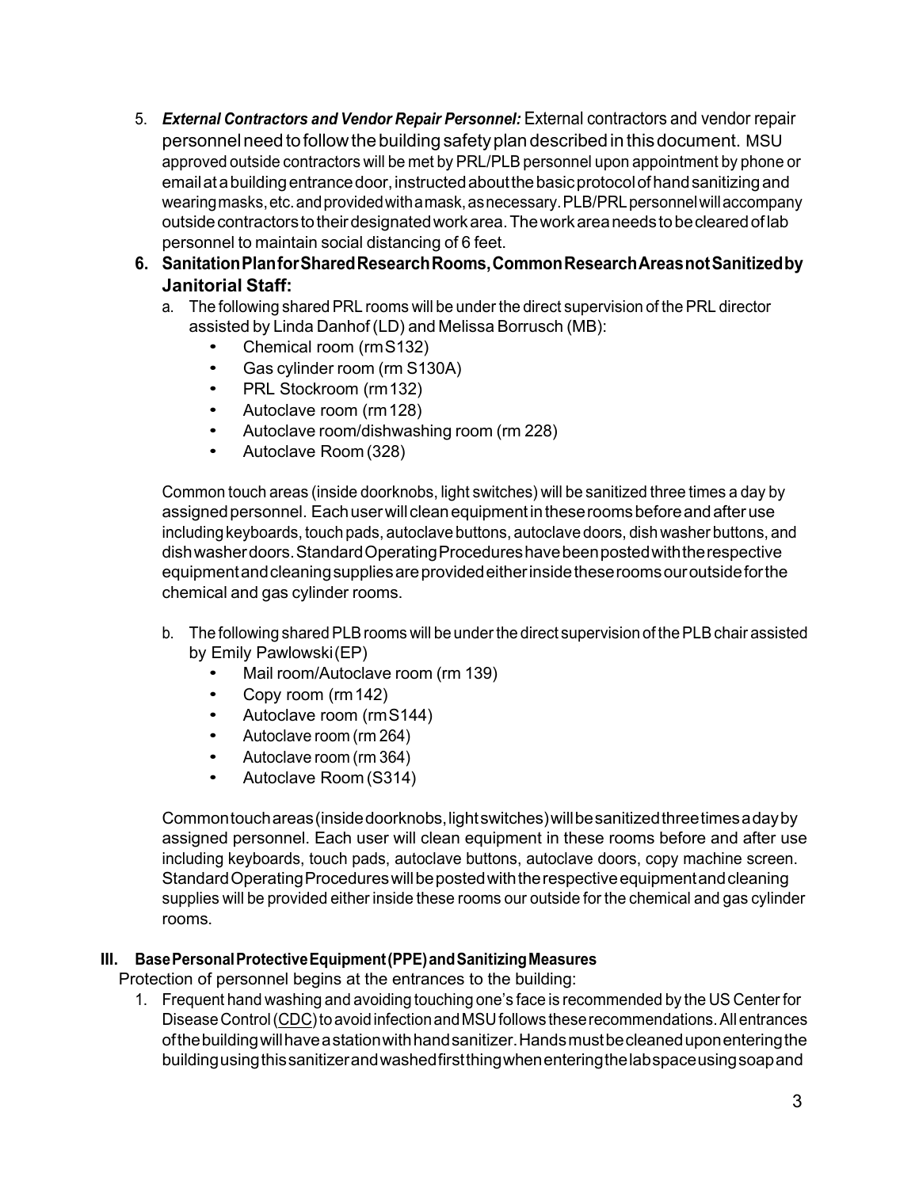5. ***External Contractors and Vendor Repair Personnel:*** External contractors and vendor repair personnel need to follow the building safety plan described in this document. MSU approved outside contractors will be met by PRL/PLB personnel upon appointment by phone or email at a building entrance door, instructed about the basic protocol of hand sanitizing and wearing masks, etc. and provided with a mask, as necessary. PLB/PRL personnel will accompany outside contractors to their designated work area. The work area needs to be cleared of lab personnel to maintain social distancing of 6 feet.

6. **Sanitation Plan for Shared Research Rooms, Common Research Areas not Sanitized by Janitorial Staff:**
   a. The following shared PRL rooms will be under the direct supervision of the PRL director assisted by Linda Danhof (LD) and Melissa Borrusch (MB):
      - Chemical room (rm S132)
      - Gas cylinder room (rm S130A)
      - PRL Stockroom (rm 132)
      - Autoclave room (rm 128)
      - Autoclave room/dishwashing room (rm 228)
      - Autoclave Room (328)

      Common touch areas (inside doorknobs, light switches) will be sanitized three times a day by assigned personnel. Each user will clean equipment in these rooms before and after use including keyboards, touch pads, autoclave buttons, autoclave doors, dish washer buttons, and dish washer doors. Standard Operating Procedures have been posted with the respective equipment and cleaning supplies are provided either inside these rooms our outside for the chemical and gas cylinder rooms.

   b. The following shared PLB rooms will be under the direct supervision of the PLB chair assisted by Emily Pawlowski (EP)
      - Mail room/Autoclave room (rm 139)
      - Copy room (rm 142)
      - Autoclave room (rm S144)
      - Autoclave room (rm 264)
      - Autoclave room (rm 364)
      - Autoclave Room (S314)

      Common touch areas (inside doorknobs, light switches) will be sanitized three times a day by assigned personnel. Each user will clean equipment in these rooms before and after use including keyboards, touch pads, autoclave buttons, autoclave doors, copy machine screen. Standard Operating Procedures will be posted with the respective equipment and cleaning supplies will be provided either inside these rooms our outside for the chemical and gas cylinder rooms.

## III. Base Personal Protective Equipment (PPE) and Sanitizing Measures

Protection of personnel begins at the entrances to the building:

1. Frequent hand washing and avoiding touching one's face is recommended by the US Center for Disease Control (CDC) to avoid infection and MSU follows these recommendations. All entrances of the building will have a station with hand sanitizer. Hands must be cleaned upon entering the building using this sanitizer and washed first thing when entering the lab space using soap and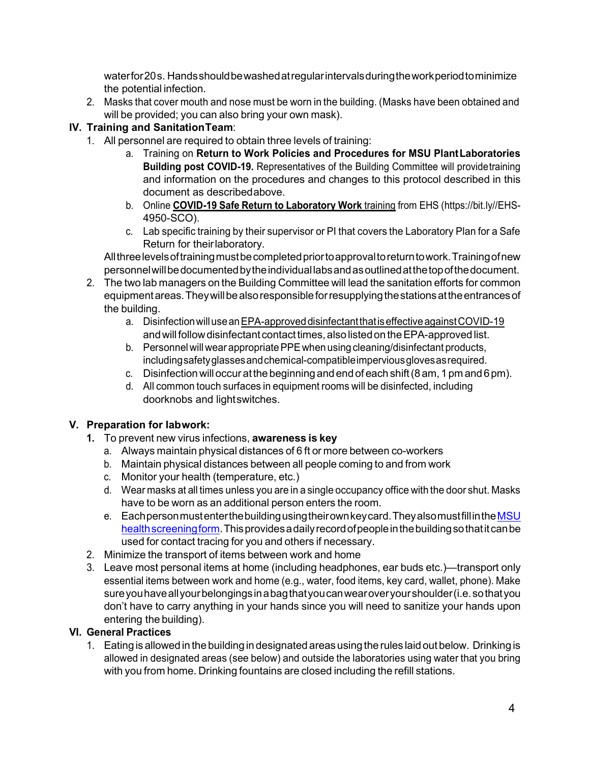water for 20 s. Hands should be washed at regular intervals during the work period to minimize the potential infection.

2. Masks that cover mouth and nose must be worn in the building. (Masks have been obtained and will be provided; you can also bring your own mask).

## IV. Training and Sanitation Team:

1. All personnel are required to obtain three levels of training:
   a. Training on **Return to Work Policies and Procedures for MSU Plant Laboratories Building post COVID-19.** Representatives of the Building Committee will provide training and information on the procedures and changes to this protocol described in this document as described above.
   b. Online **COVID-19 Safe Return to Laboratory Work** training from EHS (https://bit.ly//EHS-4950-SCO).
   c. Lab specific training by their supervisor or PI that covers the Laboratory Plan for a Safe Return for their laboratory.

   All three levels of training must be completed prior to approval to return to work. Training of new personnel will be documented by the individual labs and as outlined at the top of the document.

2. The two lab managers on the Building Committee will lead the sanitation efforts for common equipment areas. They will be also responsible for resupplying the stations at the entrances of the building.
   a. Disinfection will use an EPA-approved disinfectant that is effective against COVID-19 and will follow disinfectant contact times, also listed on the EPA-approved list.
   b. Personnel will wear appropriate PPE when using cleaning/disinfectant products, including safety glasses and chemical-compatible impervious gloves as required.
   c. Disinfection will occur at the beginning and end of each shift (8 am, 1 pm and 6 pm).
   d. All common touch surfaces in equipment rooms will be disinfected, including doorknobs and light switches.

## V. Preparation for lab work:

1. To prevent new virus infections, **awareness is key**
   a. Always maintain physical distances of 6 ft or more between co-workers
   b. Maintain physical distances between all people coming to and from work
   c. Monitor your health (temperature, etc.)
   d. Wear masks at all times unless you are in a single occupancy office with the door shut. Masks have to be worn as an additional person enters the room.
   e. Each person must enter the building using their own key card. They also must fill in the MSU health screening form. This provides a daily record of people in the building so that it can be used for contact tracing for you and others if necessary.
2. Minimize the transport of items between work and home
3. Leave most personal items at home (including headphones, ear buds etc.)—transport only essential items between work and home (e.g., water, food items, key card, wallet, phone). Make sure you have all your belongings in a bag that you can wear over your shoulder (i.e. so that you don't have to carry anything in your hands since you will need to sanitize your hands upon entering the building).

## VI. General Practices

1. Eating is allowed in the building in designated areas using the rules laid out below. Drinking is allowed in designated areas (see below) and outside the laboratories using water that you bring with you from home. Drinking fountains are closed including the refill stations.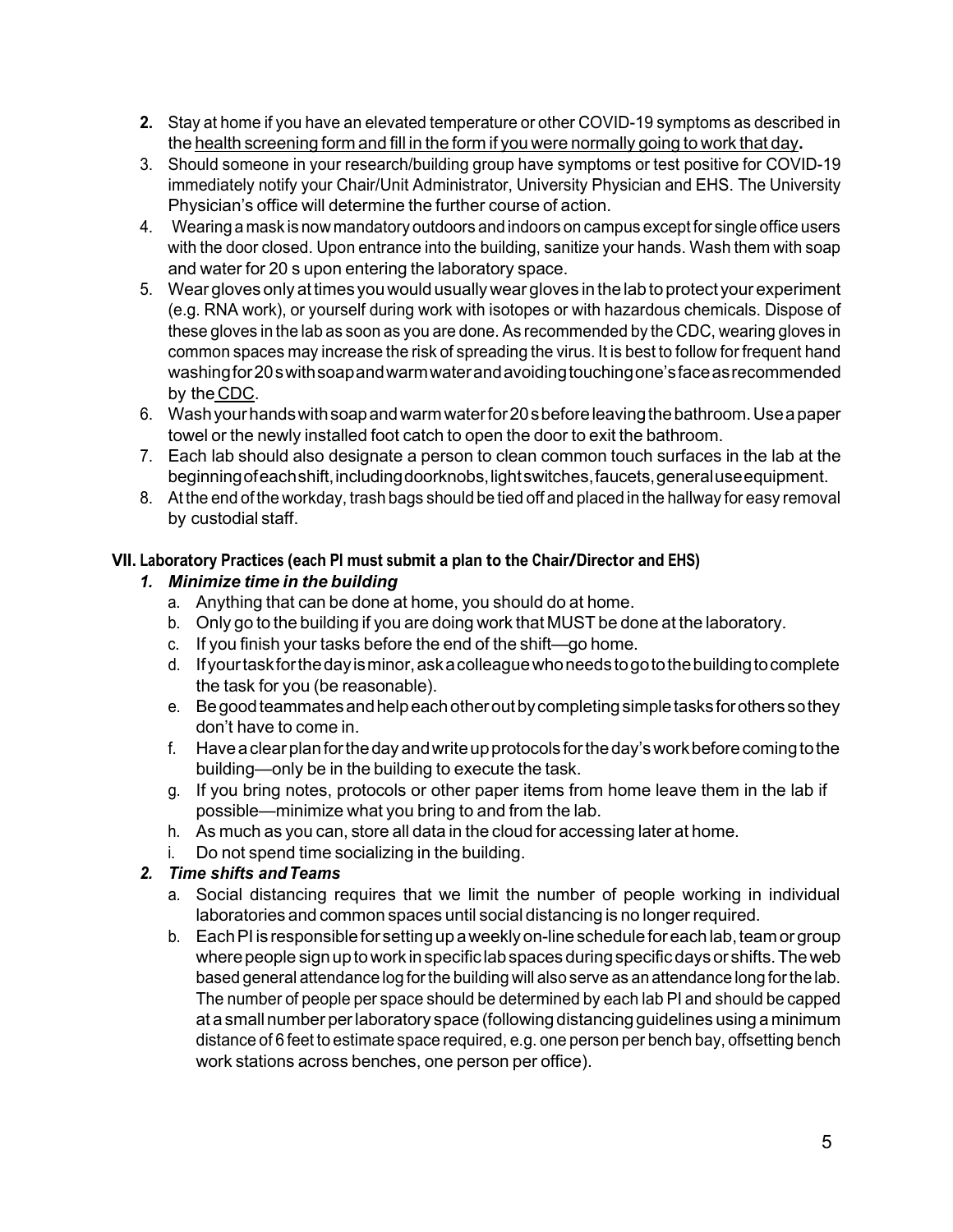2. Stay at home if you have an elevated temperature or other COVID-19 symptoms as described in the health screening form and fill in the form if you were normally going to work that day.
3. Should someone in your research/building group have symptoms or test positive for COVID-19 immediately notify your Chair/Unit Administrator, University Physician and EHS. The University Physician's office will determine the further course of action.
4. Wearing a mask is now mandatory outdoors and indoors on campus except for single office users with the door closed. Upon entrance into the building, sanitize your hands. Wash them with soap and water for 20 s upon entering the laboratory space.
5. Wear gloves only at times you would usually wear gloves in the lab to protect your experiment (e.g. RNA work), or yourself during work with isotopes or with hazardous chemicals. Dispose of these gloves in the lab as soon as you are done. As recommended by the CDC, wearing gloves in common spaces may increase the risk of spreading the virus. It is best to follow for frequent hand washing for 20 s with soap and warm water and avoiding touching one's face as recommended by the CDC.
6. Wash your hands with soap and warm water for 20 s before leaving the bathroom. Use a paper towel or the newly installed foot catch to open the door to exit the bathroom.
7. Each lab should also designate a person to clean common touch surfaces in the lab at the beginning of each shift, including doorknobs, light switches, faucets, general use equipment.
8. At the end of the workday, trash bags should be tied off and placed in the hallway for easy removal by custodial staff.

## VII. Laboratory Practices (each PI must submit a plan to the Chair/Director and EHS)

### *1. Minimize time in the building*

a. Anything that can be done at home, you should do at home.
b. Only go to the building if you are doing work that MUST be done at the laboratory.
c. If you finish your tasks before the end of the shift—go home.
d. If your task for the day is minor, ask a colleague who needs to go to the building to complete the task for you (be reasonable).
e. Be good teammates and help each other out by completing simple tasks for others so they don't have to come in.
f. Have a clear plan for the day and write up protocols for the day's work before coming to the building—only be in the building to execute the task.
g. If you bring notes, protocols or other paper items from home leave them in the lab if possible—minimize what you bring to and from the lab.
h. As much as you can, store all data in the cloud for accessing later at home.
i. Do not spend time socializing in the building.

### *2. Time shifts and Teams*

a. Social distancing requires that we limit the number of people working in individual laboratories and common spaces until social distancing is no longer required.
b. Each PI is responsible for setting up a weekly on-line schedule for each lab, team or group where people sign up to work in specific lab spaces during specific days or shifts. The web based general attendance log for the building will also serve as an attendance long for the lab. The number of people per space should be determined by each lab PI and should be capped at a small number per laboratory space (following distancing guidelines using a minimum distance of 6 feet to estimate space required, e.g. one person per bench bay, offsetting bench work stations across benches, one person per office).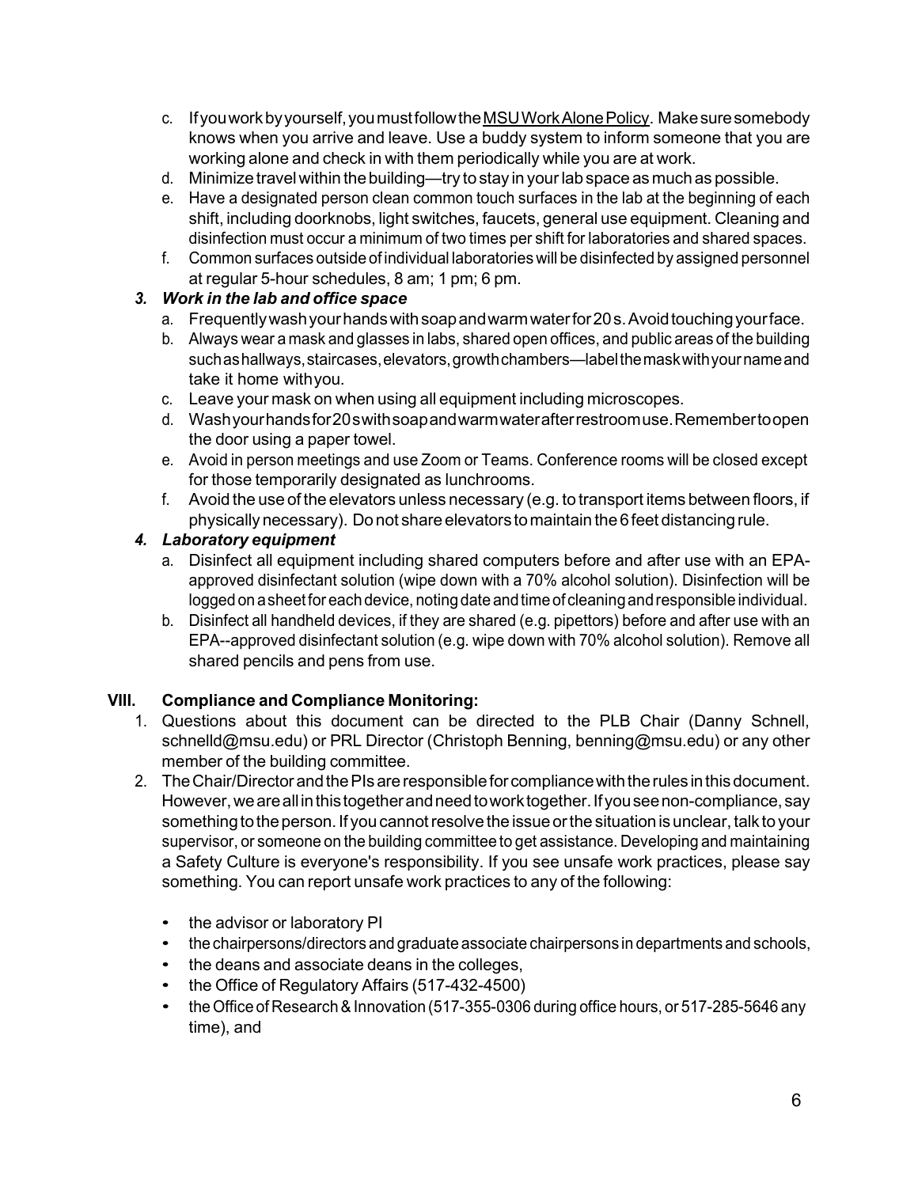c. If you work by yourself, you must follow the MSU Work Alone Policy. Make sure somebody knows when you arrive and leave. Use a buddy system to inform someone that you are working alone and check in with them periodically while you are at work.
d. Minimize travel within the building—try to stay in your lab space as much as possible.
e. Have a designated person clean common touch surfaces in the lab at the beginning of each shift, including doorknobs, light switches, faucets, general use equipment. Cleaning and disinfection must occur a minimum of two times per shift for laboratories and shared spaces.
f. Common surfaces outside of individual laboratories will be disinfected by assigned personnel at regular 5-hour schedules, 8 am; 1 pm; 6 pm.

### *3. Work in the lab and office space*

a. Frequently wash your hands with soap and warm water for 20 s. Avoid touching your face.
b. Always wear a mask and glasses in labs, shared open offices, and public areas of the building such as hallways, staircases, elevators, growth chambers—label the mask with your name and take it home with you.
c. Leave your mask on when using all equipment including microscopes.
d. Wash your hands for 20 s with soap and warm water after restroom use. Remember to open the door using a paper towel.
e. Avoid in person meetings and use Zoom or Teams. Conference rooms will be closed except for those temporarily designated as lunchrooms.
f. Avoid the use of the elevators unless necessary (e.g. to transport items between floors, if physically necessary). Do not share elevators to maintain the 6 feet distancing rule.

### *4. Laboratory equipment*

a. Disinfect all equipment including shared computers before and after use with an EPA-approved disinfectant solution (wipe down with a 70% alcohol solution). Disinfection will be logged on a sheet for each device, noting date and time of cleaning and responsible individual.
b. Disinfect all handheld devices, if they are shared (e.g. pipettors) before and after use with an EPA--approved disinfectant solution (e.g. wipe down with 70% alcohol solution). Remove all shared pencils and pens from use.

## VIII. Compliance and Compliance Monitoring:

1. Questions about this document can be directed to the PLB Chair (Danny Schnell, schnelld@msu.edu) or PRL Director (Christoph Benning, benning@msu.edu) or any other member of the building committee.
2. The Chair/Director and the PIs are responsible for compliance with the rules in this document. However, we are all in this together and need to work together. If you see non-compliance, say something to the person. If you cannot resolve the issue or the situation is unclear, talk to your supervisor, or someone on the building committee to get assistance. Developing and maintaining a Safety Culture is everyone's responsibility. If you see unsafe work practices, please say something. You can report unsafe work practices to any of the following:

   - the advisor or laboratory PI
   - the chairpersons/directors and graduate associate chairpersons in departments and schools,
   - the deans and associate deans in the colleges,
   - the Office of Regulatory Affairs (517-432-4500)
   - the Office of Research & Innovation (517-355-0306 during office hours, or 517-285-5646 any time), and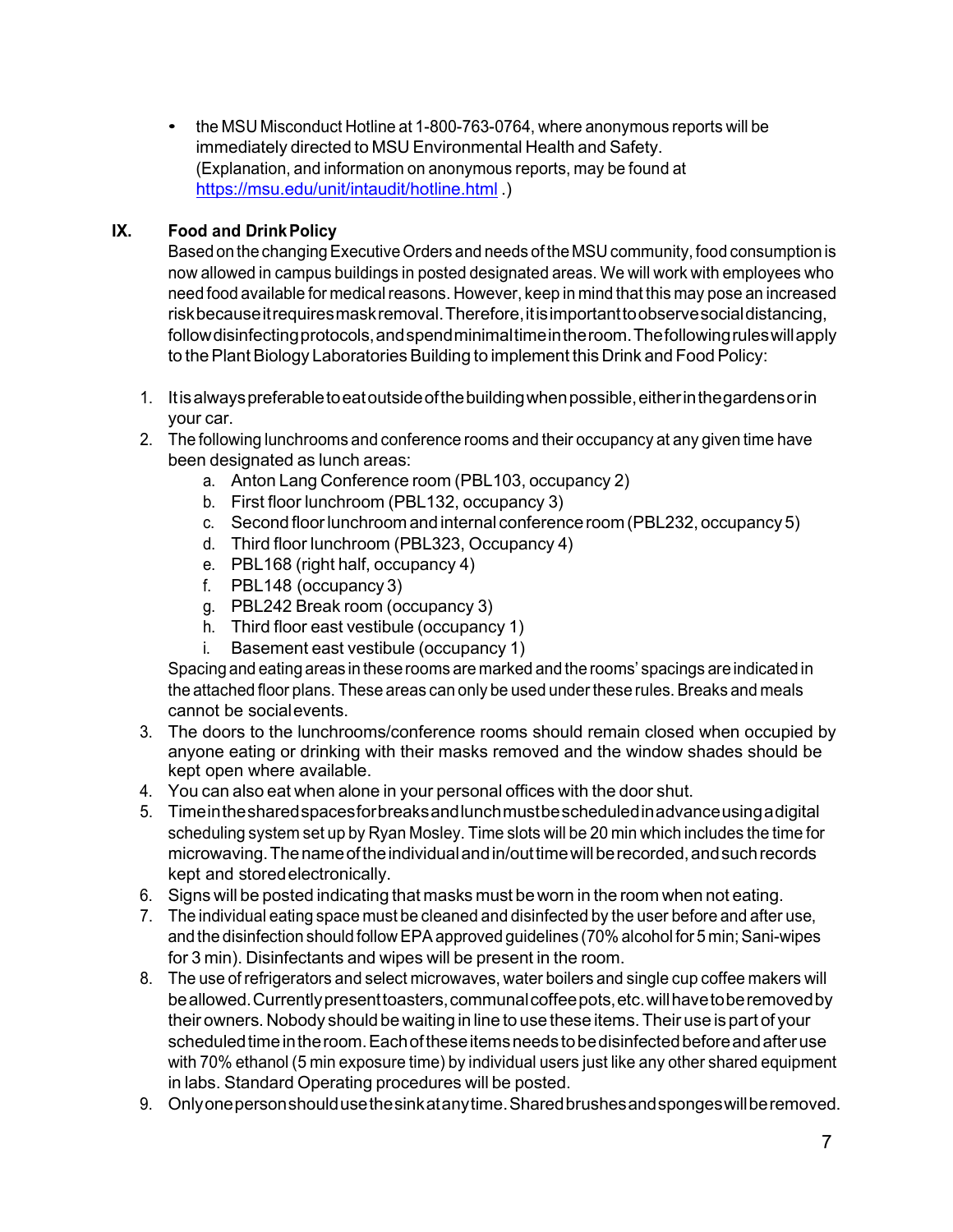- the MSU Misconduct Hotline at 1-800-763-0764, where anonymous reports will be immediately directed to MSU Environmental Health and Safety. (Explanation, and information on anonymous reports, may be found at [https://msu.edu/unit/intaudit/hotline.html](https://msu.edu/unit/intaudit/hotline.html) .)

## IX. Food and Drink Policy

Based on the changing Executive Orders and needs of the MSU community, food consumption is now allowed in campus buildings in posted designated areas. We will work with employees who need food available for medical reasons. However, keep in mind that this may pose an increased risk because it requires mask removal. Therefore, it is important to observe social distancing, follow disinfecting protocols, and spend minimal time in the room. The following rules will apply to the Plant Biology Laboratories Building to implement this Drink and Food Policy:

1. It is always preferable to eat outside of the building when possible, either in the gardens or in your car.
2. The following lunchrooms and conference rooms and their occupancy at any given time have been designated as lunch areas:
   a. Anton Lang Conference room (PBL103, occupancy 2)
   b. First floor lunchroom (PBL132, occupancy 3)
   c. Second floor lunchroom and internal conference room (PBL232, occupancy 5)
   d. Third floor lunchroom (PBL323, Occupancy 4)
   e. PBL168 (right half, occupancy 4)
   f. PBL148 (occupancy 3)
   g. PBL242 Break room (occupancy 3)
   h. Third floor east vestibule (occupancy 1)
   i. Basement east vestibule (occupancy 1)

   Spacing and eating areas in these rooms are marked and the rooms' spacings are indicated in the attached floor plans. These areas can only be used under these rules. Breaks and meals cannot be social events.
3. The doors to the lunchrooms/conference rooms should remain closed when occupied by anyone eating or drinking with their masks removed and the window shades should be kept open where available.
4. You can also eat when alone in your personal offices with the door shut.
5. Time in the shared spaces for breaks and lunch must be scheduled in advance using a digital scheduling system set up by Ryan Mosley. Time slots will be 20 min which includes the time for microwaving. The name of the individual and in/out time will be recorded, and such records kept and stored electronically.
6. Signs will be posted indicating that masks must be worn in the room when not eating.
7. The individual eating space must be cleaned and disinfected by the user before and after use, and the disinfection should follow EPA approved guidelines (70% alcohol for 5 min; Sani-wipes for 3 min). Disinfectants and wipes will be present in the room.
8. The use of refrigerators and select microwaves, water boilers and single cup coffee makers will be allowed. Currently present toasters, communal coffee pots, etc. will have to be removed by their owners. Nobody should be waiting in line to use these items. Their use is part of your scheduled time in the room. Each of these items needs to be disinfected before and after use with 70% ethanol (5 min exposure time) by individual users just like any other shared equipment in labs. Standard Operating procedures will be posted.
9. Only one person should use the sink at any time. Shared brushes and sponges will be removed.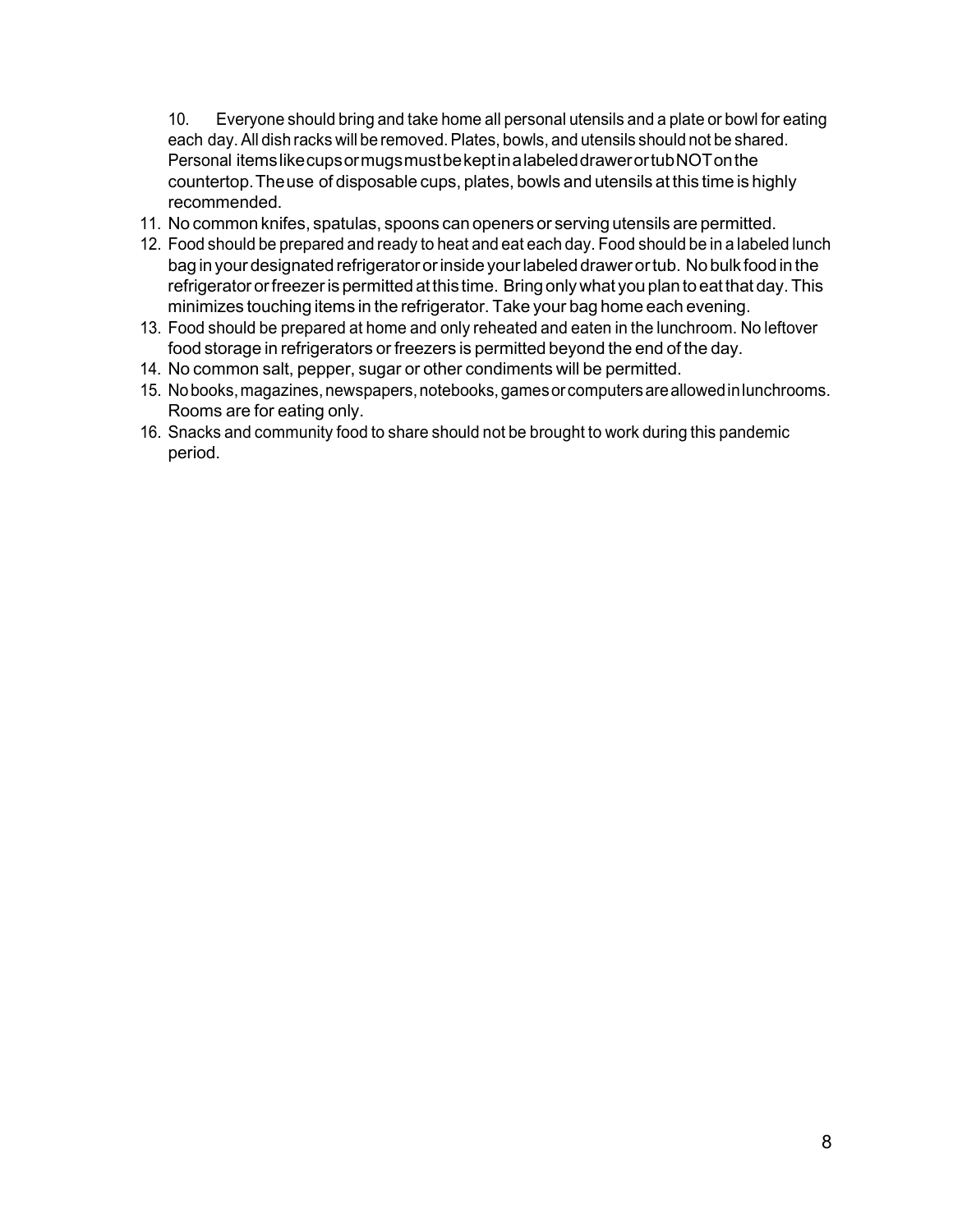10. Everyone should bring and take home all personal utensils and a plate or bowl for eating each day. All dish racks will be removed. Plates, bowls, and utensils should not be shared. Personal items like cups or mugs must be kept in a labeled drawer or tub NOT on the countertop. The use of disposable cups, plates, bowls and utensils at this time is highly recommended.
11. No common knifes, spatulas, spoons can openers or serving utensils are permitted.
12. Food should be prepared and ready to heat and eat each day. Food should be in a labeled lunch bag in your designated refrigerator or inside your labeled drawer or tub. No bulk food in the refrigerator or freezer is permitted at this time. Bring only what you plan to eat that day. This minimizes touching items in the refrigerator. Take your bag home each evening.
13. Food should be prepared at home and only reheated and eaten in the lunchroom. No leftover food storage in refrigerators or freezers is permitted beyond the end of the day.
14. No common salt, pepper, sugar or other condiments will be permitted.
15. No books, magazines, newspapers, notebooks, games or computers are allowed in lunchrooms. Rooms are for eating only.
16. Snacks and community food to share should not be brought to work during this pandemic period.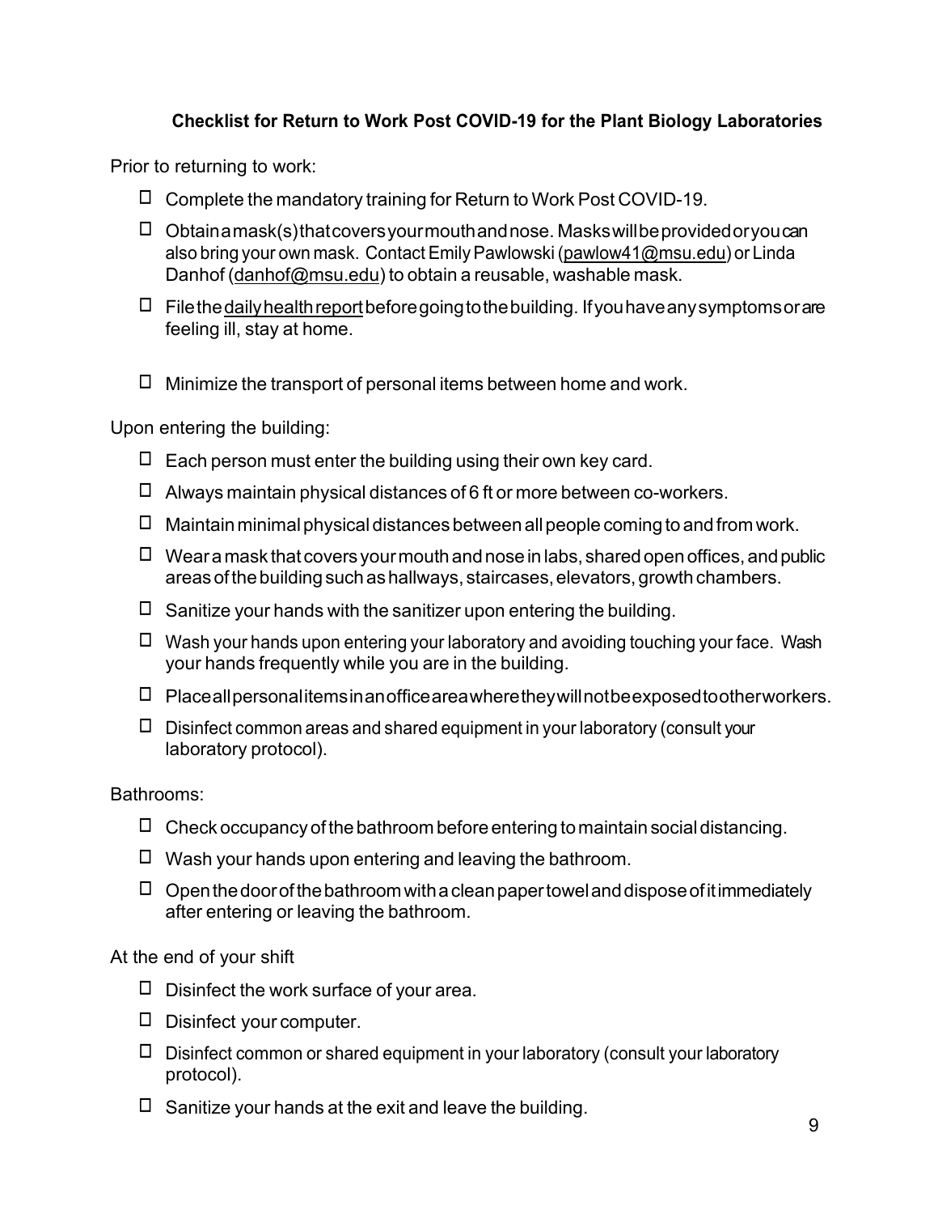**Checklist for Return to Work Post COVID-19 for the Plant Biology Laboratories**

Prior to returning to work:

- ☐ Complete the mandatory training for Return to Work Post COVID-19.
- ☐ Obtain a mask(s) that covers your mouth and nose. Masks will be provided or you can also bring your own mask. Contact Emily Pawlowski (pawlow41@msu.edu) or Linda Danhof (danhof@msu.edu) to obtain a reusable, washable mask.
- ☐ File the daily health report before going to the building. If you have any symptoms or are feeling ill, stay at home.
- ☐ Minimize the transport of personal items between home and work.

Upon entering the building:

- ☐ Each person must enter the building using their own key card.
- ☐ Always maintain physical distances of 6 ft or more between co-workers.
- ☐ Maintain minimal physical distances between all people coming to and from work.
- ☐ Wear a mask that covers your mouth and nose in labs, shared open offices, and public areas of the building such as hallways, staircases, elevators, growth chambers.
- ☐ Sanitize your hands with the sanitizer upon entering the building.
- ☐ Wash your hands upon entering your laboratory and avoiding touching your face. Wash your hands frequently while you are in the building.
- ☐ Place all personal items in an office area where they will not be exposed to other workers.
- ☐ Disinfect common areas and shared equipment in your laboratory (consult your laboratory protocol).

Bathrooms:

- ☐ Check occupancy of the bathroom before entering to maintain social distancing.
- ☐ Wash your hands upon entering and leaving the bathroom.
- ☐ Open the door of the bathroom with a clean paper towel and dispose of it immediately after entering or leaving the bathroom.

At the end of your shift

- ☐ Disinfect the work surface of your area.
- ☐ Disinfect your computer.
- ☐ Disinfect common or shared equipment in your laboratory (consult your laboratory protocol).
- ☐ Sanitize your hands at the exit and leave the building.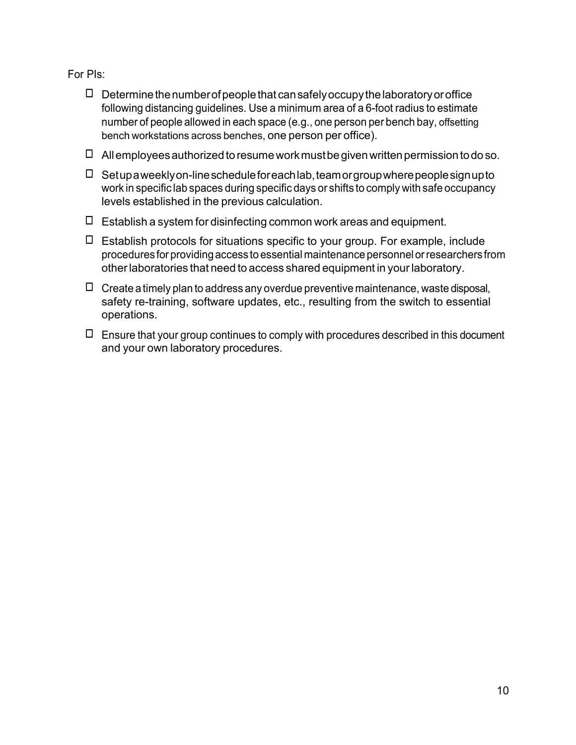For PIs:

- ☐ Determine the number of people that can safely occupy the laboratory or office following distancing guidelines. Use a minimum area of a 6-foot radius to estimate number of people allowed in each space (e.g., one person per bench bay, offsetting bench workstations across benches, one person per office).
- ☐ All employees authorized to resume work must be given written permission to do so.
- ☐ Set up a weekly on-line schedule for each lab, team or group where people sign up to work in specific lab spaces during specific days or shifts to comply with safe occupancy levels established in the previous calculation.
- ☐ Establish a system for disinfecting common work areas and equipment.
- ☐ Establish protocols for situations specific to your group. For example, include procedures for providing access to essential maintenance personnel or researchers from other laboratories that need to access shared equipment in your laboratory.
- ☐ Create a timely plan to address any overdue preventive maintenance, waste disposal, safety re-training, software updates, etc., resulting from the switch to essential operations.
- ☐ Ensure that your group continues to comply with procedures described in this document and your own laboratory procedures.